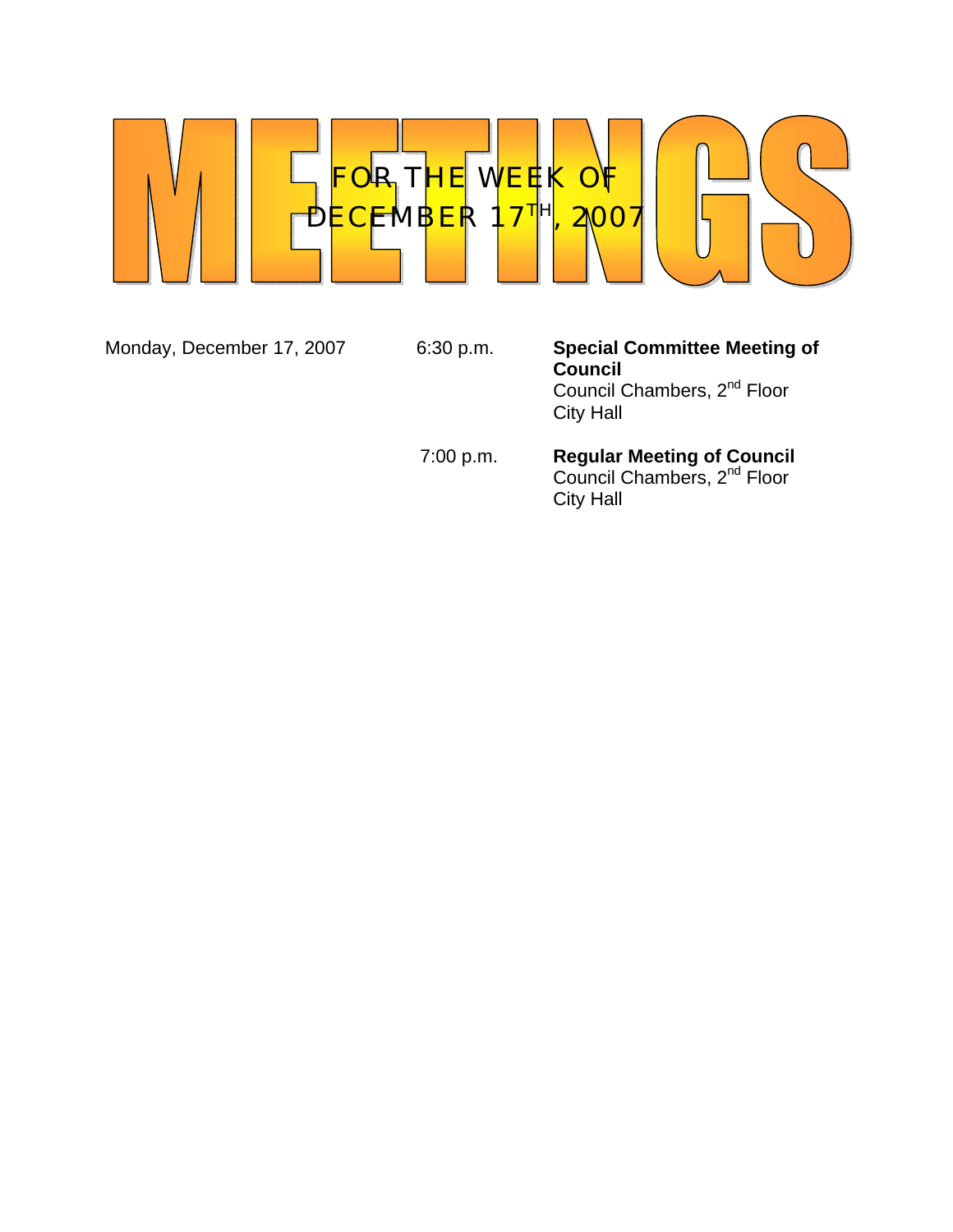# MEETINGS

## FOR THE WEEK OF DECEMBER 17TH, 2007

| | | |
|---|---|---|
| Monday, December 17, 2007 | 6:30 p.m. | **Special Committee Meeting of Council**<br>Council Chambers, 2nd Floor<br>City Hall |
| | 7:00 p.m. | **Regular Meeting of Council**<br>Council Chambers, 2nd Floor<br>City Hall |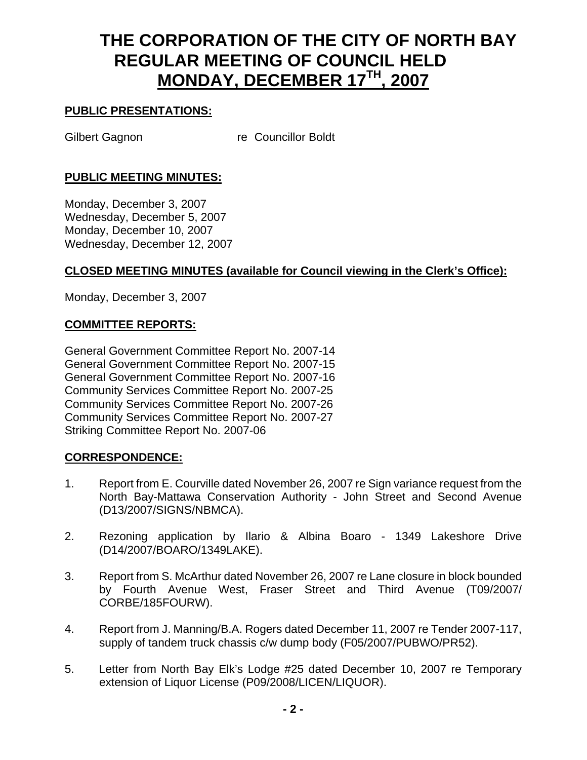# THE CORPORATION OF THE CITY OF NORTH BAY REGULAR MEETING OF COUNCIL HELD MONDAY, DECEMBER 17TH, 2007

**PUBLIC PRESENTATIONS:**

Gilbert Gagnon re Councillor Boldt

**PUBLIC MEETING MINUTES:**

Monday, December 3, 2007
Wednesday, December 5, 2007
Monday, December 10, 2007
Wednesday, December 12, 2007

**CLOSED MEETING MINUTES (available for Council viewing in the Clerk's Office):**

Monday, December 3, 2007

**COMMITTEE REPORTS:**

General Government Committee Report No. 2007-14
General Government Committee Report No. 2007-15
General Government Committee Report No. 2007-16
Community Services Committee Report No. 2007-25
Community Services Committee Report No. 2007-26
Community Services Committee Report No. 2007-27
Striking Committee Report No. 2007-06

**CORRESPONDENCE:**

1. Report from E. Courville dated November 26, 2007 re Sign variance request from the North Bay-Mattawa Conservation Authority - John Street and Second Avenue (D13/2007/SIGNS/NBMCA).

2. Rezoning application by Ilario & Albina Boaro - 1349 Lakeshore Drive (D14/2007/BOARO/1349LAKE).

3. Report from S. McArthur dated November 26, 2007 re Lane closure in block bounded by Fourth Avenue West, Fraser Street and Third Avenue (T09/2007/CORBE/185FOURW).

4. Report from J. Manning/B.A. Rogers dated December 11, 2007 re Tender 2007-117, supply of tandem truck chassis c/w dump body (F05/2007/PUBWO/PR52).

5. Letter from North Bay Elk's Lodge #25 dated December 10, 2007 re Temporary extension of Liquor License (P09/2008/LICEN/LIQUOR).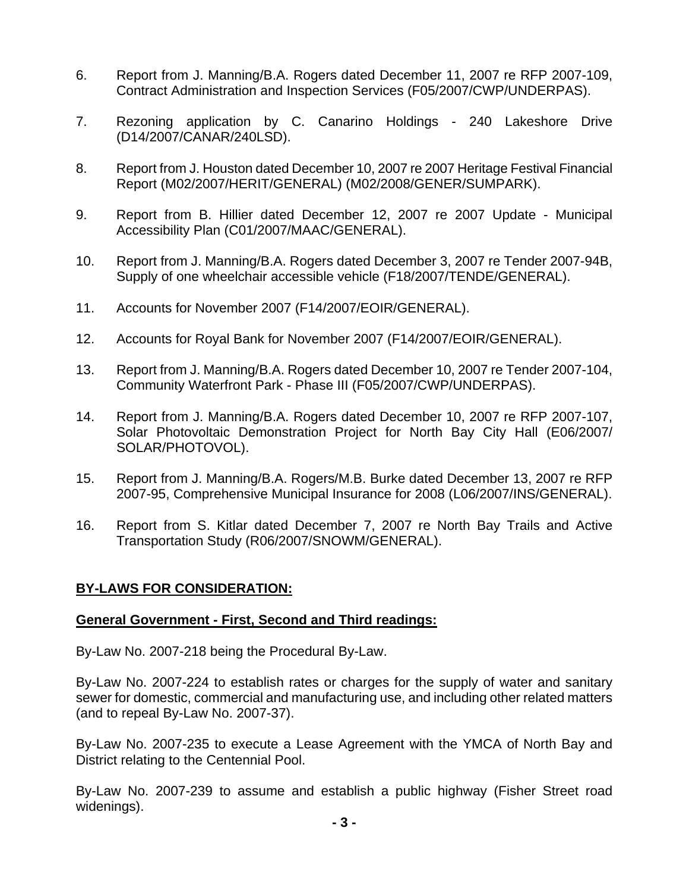6. Report from J. Manning/B.A. Rogers dated December 11, 2007 re RFP 2007-109, Contract Administration and Inspection Services (F05/2007/CWP/UNDERPAS).

7. Rezoning application by C. Canarino Holdings - 240 Lakeshore Drive (D14/2007/CANAR/240LSD).

8. Report from J. Houston dated December 10, 2007 re 2007 Heritage Festival Financial Report (M02/2007/HERIT/GENERAL) (M02/2008/GENER/SUMPARK).

9. Report from B. Hillier dated December 12, 2007 re 2007 Update - Municipal Accessibility Plan (C01/2007/MAAC/GENERAL).

10. Report from J. Manning/B.A. Rogers dated December 3, 2007 re Tender 2007-94B, Supply of one wheelchair accessible vehicle (F18/2007/TENDE/GENERAL).

11. Accounts for November 2007 (F14/2007/EOIR/GENERAL).

12. Accounts for Royal Bank for November 2007 (F14/2007/EOIR/GENERAL).

13. Report from J. Manning/B.A. Rogers dated December 10, 2007 re Tender 2007-104, Community Waterfront Park - Phase III (F05/2007/CWP/UNDERPAS).

14. Report from J. Manning/B.A. Rogers dated December 10, 2007 re RFP 2007-107, Solar Photovoltaic Demonstration Project for North Bay City Hall (E06/2007/SOLAR/PHOTOVOL).

15. Report from J. Manning/B.A. Rogers/M.B. Burke dated December 13, 2007 re RFP 2007-95, Comprehensive Municipal Insurance for 2008 (L06/2007/INS/GENERAL).

16. Report from S. Kitlar dated December 7, 2007 re North Bay Trails and Active Transportation Study (R06/2007/SNOWM/GENERAL).

**BY-LAWS FOR CONSIDERATION:**

**General Government - First, Second and Third readings:**

By-Law No. 2007-218 being the Procedural By-Law.

By-Law No. 2007-224 to establish rates or charges for the supply of water and sanitary sewer for domestic, commercial and manufacturing use, and including other related matters (and to repeal By-Law No. 2007-37).

By-Law No. 2007-235 to execute a Lease Agreement with the YMCA of North Bay and District relating to the Centennial Pool.

By-Law No. 2007-239 to assume and establish a public highway (Fisher Street road widenings).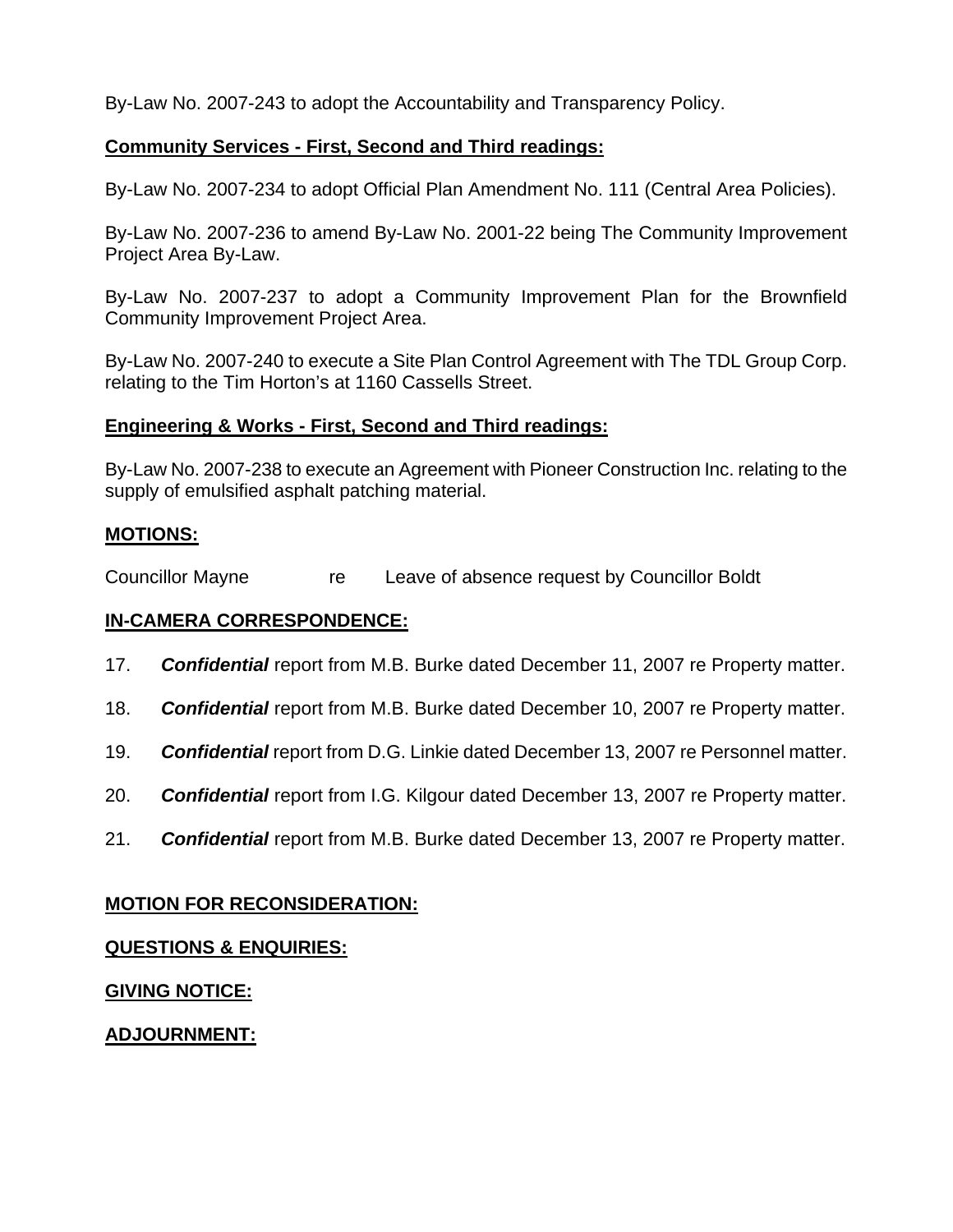By-Law No. 2007-243 to adopt the Accountability and Transparency Policy.

**Community Services - First, Second and Third readings:**

By-Law No. 2007-234 to adopt Official Plan Amendment No. 111 (Central Area Policies).

By-Law No. 2007-236 to amend By-Law No. 2001-22 being The Community Improvement Project Area By-Law.

By-Law No. 2007-237 to adopt a Community Improvement Plan for the Brownfield Community Improvement Project Area.

By-Law No. 2007-240 to execute a Site Plan Control Agreement with The TDL Group Corp. relating to the Tim Horton's at 1160 Cassells Street.

**Engineering & Works - First, Second and Third readings:**

By-Law No. 2007-238 to execute an Agreement with Pioneer Construction Inc. relating to the supply of emulsified asphalt patching material.

**MOTIONS:**

Councillor Mayne re Leave of absence request by Councillor Boldt

**IN-CAMERA CORRESPONDENCE:**

17. ***Confidential*** report from M.B. Burke dated December 11, 2007 re Property matter.

18. ***Confidential*** report from M.B. Burke dated December 10, 2007 re Property matter.

19. ***Confidential*** report from D.G. Linkie dated December 13, 2007 re Personnel matter.

20. ***Confidential*** report from I.G. Kilgour dated December 13, 2007 re Property matter.

21. ***Confidential*** report from M.B. Burke dated December 13, 2007 re Property matter.

**MOTION FOR RECONSIDERATION:**

**QUESTIONS & ENQUIRIES:**

**GIVING NOTICE:**

**ADJOURNMENT:**